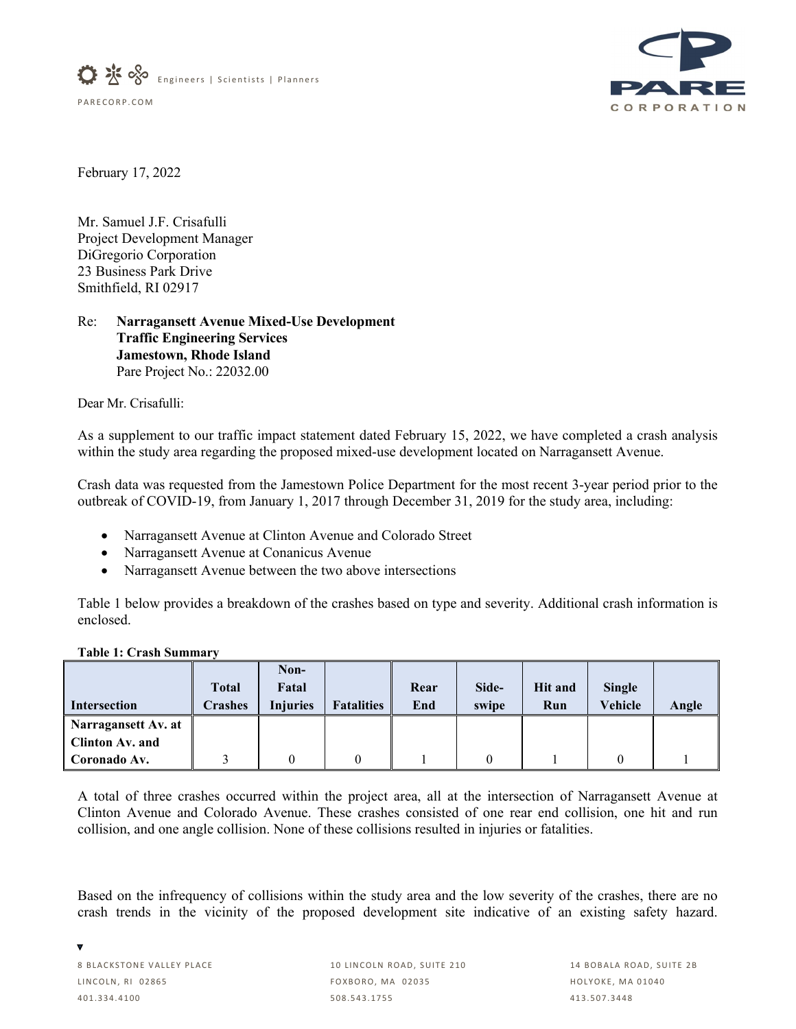Engineers | Scientists | Planners

PARECORP.COM

**PARE CORPORATION**

February 17, 2022

Mr. Samuel J.F. Crisafulli
Project Development Manager
DiGregorio Corporation
23 Business Park Drive
Smithfield, RI 02917

Re: **Narragansett Avenue Mixed-Use Development**
**Traffic Engineering Services**
**Jamestown, Rhode Island**
Pare Project No.: 22032.00

Dear Mr. Crisafulli:

As a supplement to our traffic impact statement dated February 15, 2022, we have completed a crash analysis within the study area regarding the proposed mixed-use development located on Narragansett Avenue.

Crash data was requested from the Jamestown Police Department for the most recent 3-year period prior to the outbreak of COVID-19, from January 1, 2017 through December 31, 2019 for the study area, including:

- Narragansett Avenue at Clinton Avenue and Colorado Street
- Narragansett Avenue at Conanicus Avenue
- Narragansett Avenue between the two above intersections

Table 1 below provides a breakdown of the crashes based on type and severity. Additional crash information is enclosed.

**Table 1: Crash Summary**

| Intersection | Total Crashes | Non-Fatal Injuries | Fatalities | Rear End | Side-swipe | Hit and Run | Single Vehicle | Angle |
|---|---|---|---|---|---|---|---|---|
| **Narragansett Av. at Clinton Av. and Coronado Av.** | 3 | 0 | 0 | 1 | 0 | 1 | 0 | 1 |

A total of three crashes occurred within the project area, all at the intersection of Narragansett Avenue at Clinton Avenue and Colorado Avenue. These crashes consisted of one rear end collision, one hit and run collision, and one angle collision. None of these collisions resulted in injuries or fatalities.

Based on the infrequency of collisions within the study area and the low severity of the crashes, there are no crash trends in the vicinity of the proposed development site indicative of an existing safety hazard.

8 BLACKSTONE VALLEY PLACE
LINCOLN, RI 02865
401.334.4100

10 LINCOLN ROAD, SUITE 210
FOXBORO, MA 02035
508.543.1755

14 BOBALA ROAD, SUITE 2B
HOLYOKE, MA 01040
413.507.3448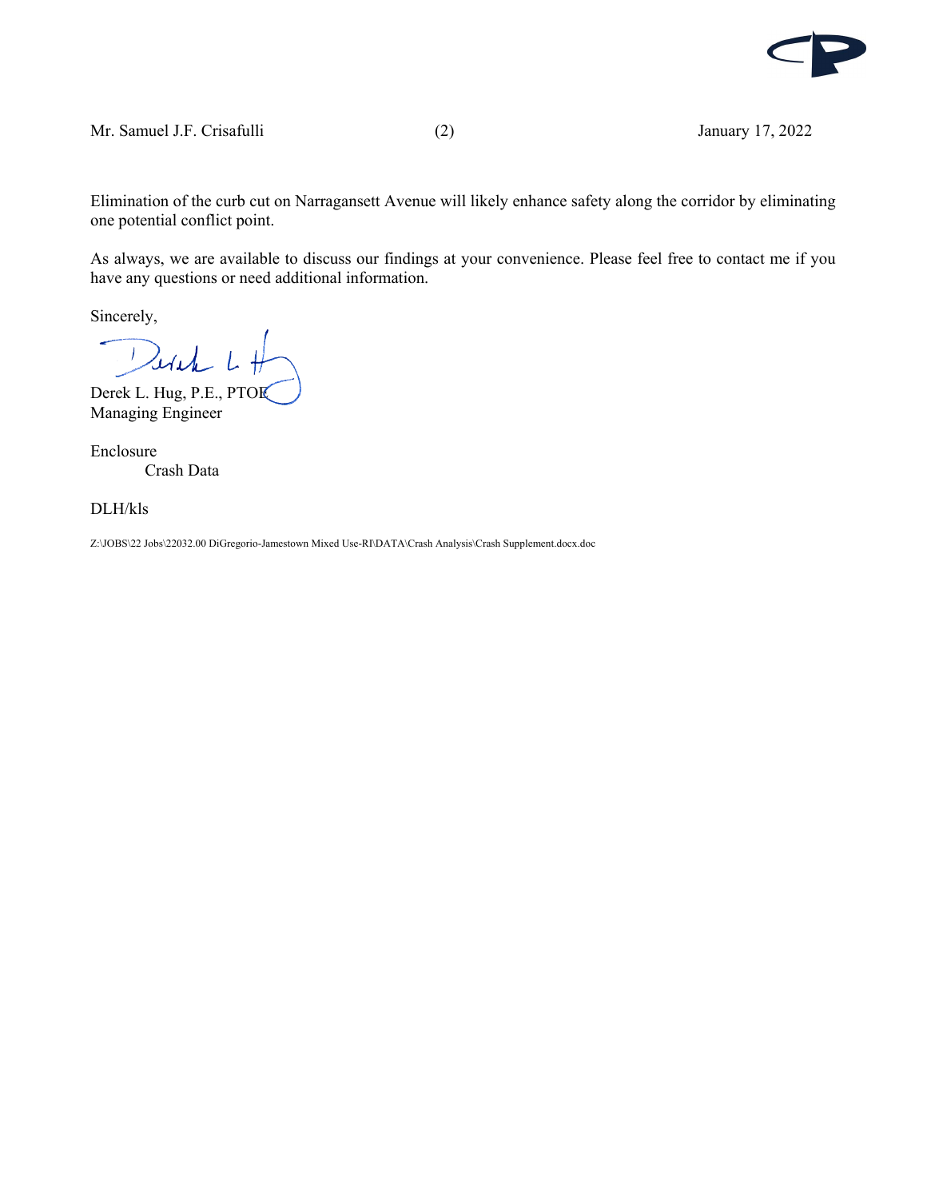Elimination of the curb cut on Narragansett Avenue will likely enhance safety along the corridor by eliminating one potential conflict point.

As always, we are available to discuss our findings at your convenience. Please feel free to contact me if you have any questions or need additional information.

Sincerely,

Derek L. Hug, P.E., PTOE
Managing Engineer

Enclosure
Crash Data

DLH/kls

Z:\JOBS\22 Jobs\22032.00 DiGregorio-Jamestown Mixed Use-RI\DATA\Crash Analysis\Crash Supplement.docx.doc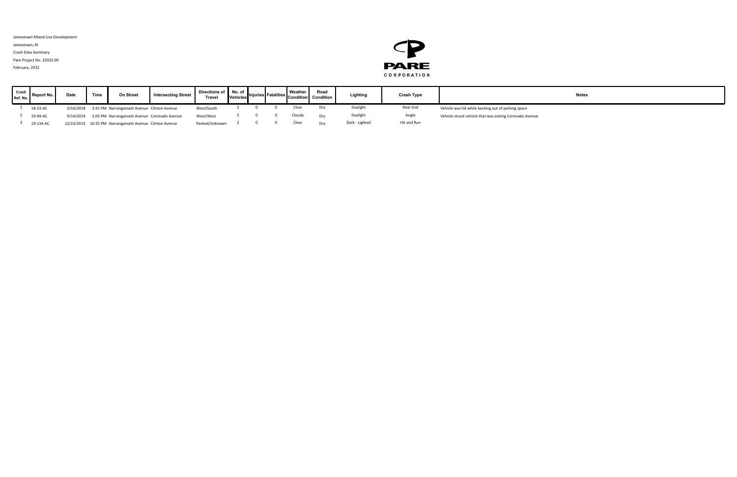Jamestown Mixed-Use Development

Jamestown, RI

Crash Data Summary

Pare Project No. 22032.00

February, 2022

PARE CORPORATION

| Crash Ref. No. | Report No. | Date | Time | On Street | Intersecting Street | Directions of Travel | No. of Vehicles | Injuries | Fatalities | Weather Condition | Road Condition | Lighting | Crash Type | Notes |
|---|---|---|---|---|---|---|---|---|---|---|---|---|---|---|
| 1 | 18-23-AC | 3/16/2018 | 3:41 PM | Narrangansett Avenue | Clinton Avenue | West/South | 2 | 0 | 0 | Clear | Dry | Daylight | Rear End | Vehicle was hit while backing out of parking space |
| 2 | 19-94-AC | 9/14/2019 | 2:05 PM | Narrangansett Avenue | Coronado Avenue | West/West | 2 | 0 | 0 | Cloudy | Dry | Daylight | Angle | Vehicle struck vehicle that was exiting Coronado Avenue |
| 3 | 19-134-AC | 12/23/2019 | 10:35 PM | Narrangansett Avenue | Clinton Avenue | Parked/Unknown | 2 | 0 | 0 | Clear | Dry | Dark - Lighted | Hit and Run | |